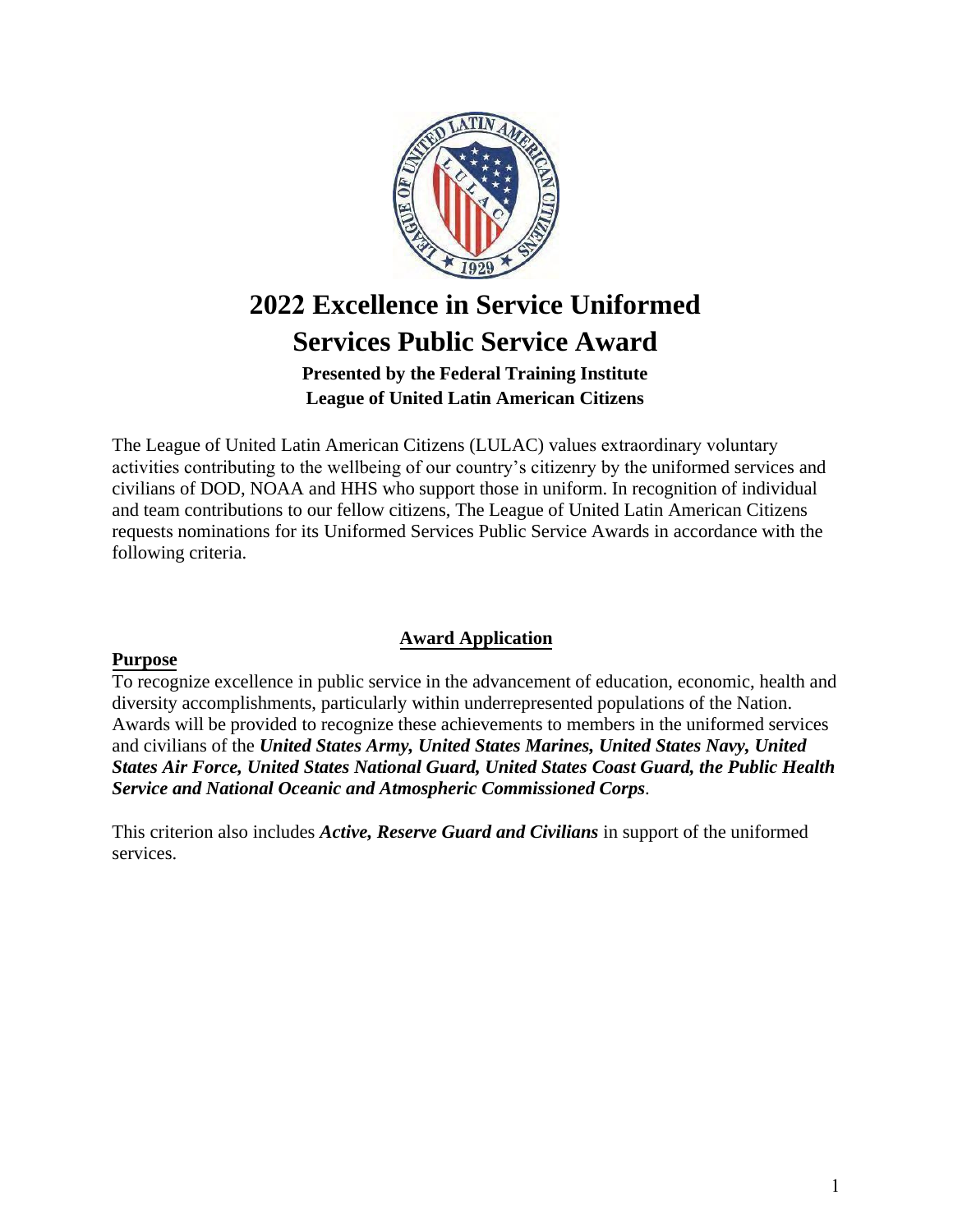# 2022 Excellence in Service Uniformed Services Public Service Award

**Presented by the Federal Training Institute**
**League of United Latin American Citizens**

The League of United Latin American Citizens (LULAC) values extraordinary voluntary activities contributing to the wellbeing of our country's citizenry by the uniformed services and civilians of DOD, NOAA and HHS who support those in uniform. In recognition of individual and team contributions to our fellow citizens, The League of United Latin American Citizens requests nominations for its Uniformed Services Public Service Awards in accordance with the following criteria.

## Award Application

### Purpose

To recognize excellence in public service in the advancement of education, economic, health and diversity accomplishments, particularly within underrepresented populations of the Nation. Awards will be provided to recognize these achievements to members in the uniformed services and civilians of the ***United States Army, United States Marines, United States Navy, United States Air Force, United States National Guard, United States Coast Guard, the Public Health Service and National Oceanic and Atmospheric Commissioned Corps***.

This criterion also includes ***Active, Reserve Guard and Civilians*** in support of the uniformed services.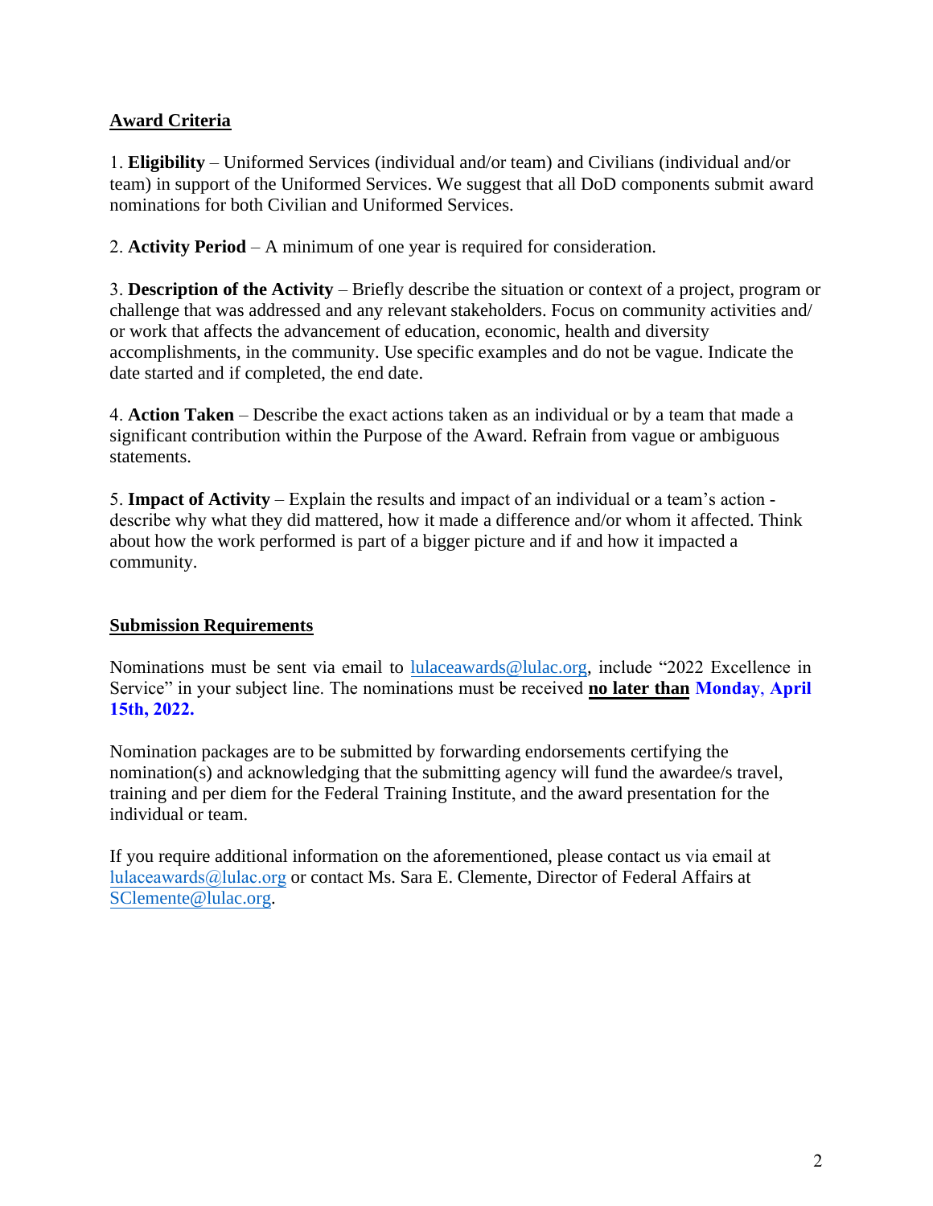## Award Criteria

1. **Eligibility** – Uniformed Services (individual and/or team) and Civilians (individual and/or team) in support of the Uniformed Services. We suggest that all DoD components submit award nominations for both Civilian and Uniformed Services.

2. **Activity Period** – A minimum of one year is required for consideration.

3. **Description of the Activity** – Briefly describe the situation or context of a project, program or challenge that was addressed and any relevant stakeholders. Focus on community activities and/ or work that affects the advancement of education, economic, health and diversity accomplishments, in the community. Use specific examples and do not be vague. Indicate the date started and if completed, the end date.

4. **Action Taken** – Describe the exact actions taken as an individual or by a team that made a significant contribution within the Purpose of the Award. Refrain from vague or ambiguous statements.

5. **Impact of Activity** – Explain the results and impact of an individual or a team's action - describe why what they did mattered, how it made a difference and/or whom it affected. Think about how the work performed is part of a bigger picture and if and how it impacted a community.

## Submission Requirements

Nominations must be sent via email to lulaceawards@lulac.org, include "2022 Excellence in Service" in your subject line. The nominations must be received **no later than** **Monday, April 15th, 2022.**

Nomination packages are to be submitted by forwarding endorsements certifying the nomination(s) and acknowledging that the submitting agency will fund the awardee/s travel, training and per diem for the Federal Training Institute, and the award presentation for the individual or team.

If you require additional information on the aforementioned, please contact us via email at lulaceawards@lulac.org or contact Ms. Sara E. Clemente, Director of Federal Affairs at SClemente@lulac.org.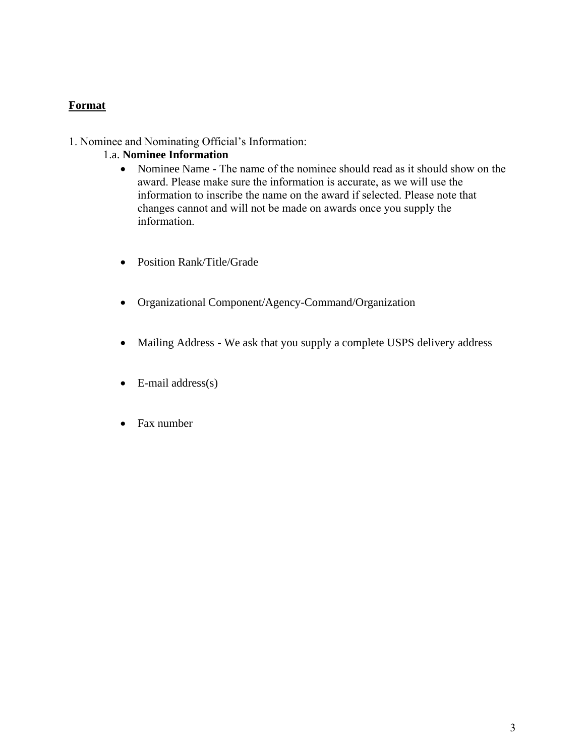**Format**

1. Nominee and Nominating Official's Information:

   1.a. **Nominee Information**

   - Nominee Name - The name of the nominee should read as it should show on the award. Please make sure the information is accurate, as we will use the information to inscribe the name on the award if selected. Please note that changes cannot and will not be made on awards once you supply the information.
   - Position Rank/Title/Grade
   - Organizational Component/Agency-Command/Organization
   - Mailing Address - We ask that you supply a complete USPS delivery address
   - E-mail address(s)
   - Fax number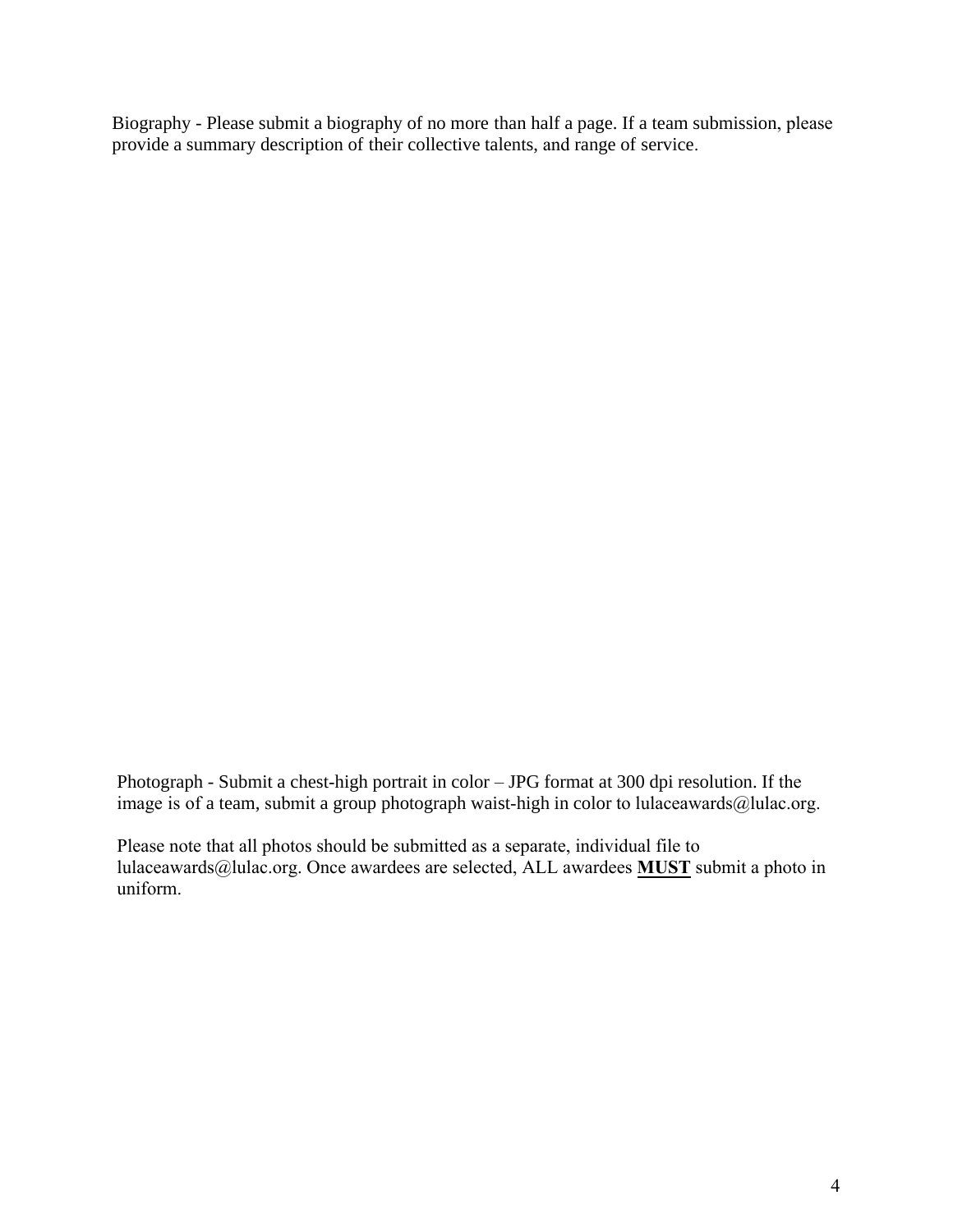Biography - Please submit a biography of no more than half a page. If a team submission, please provide a summary description of their collective talents, and range of service.

Photograph - Submit a chest-high portrait in color – JPG format at 300 dpi resolution. If the image is of a team, submit a group photograph waist-high in color to lulaceawards@lulac.org.

Please note that all photos should be submitted as a separate, individual file to lulaceawards@lulac.org. Once awardees are selected, ALL awardees <u>**MUST**</u> submit a photo in uniform.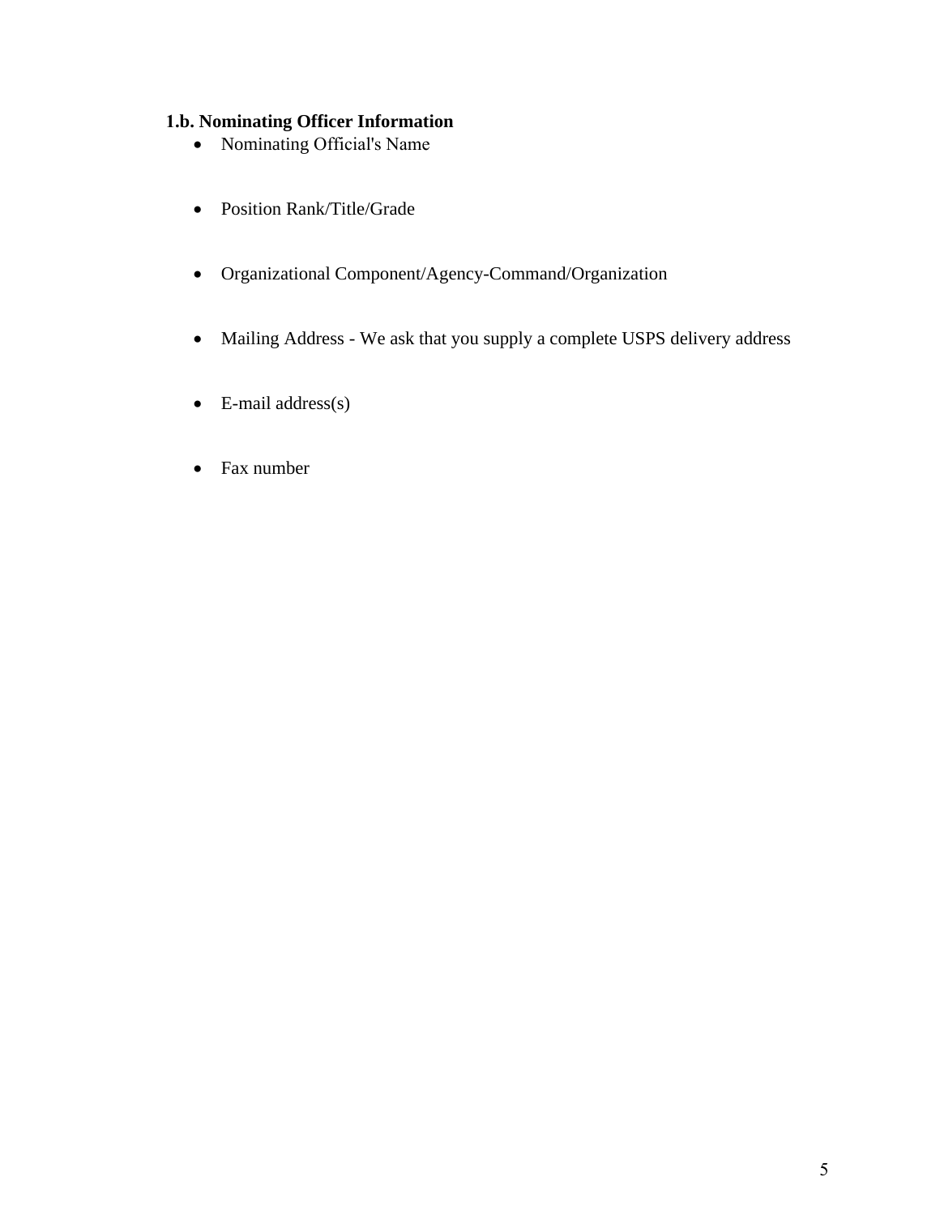**1.b. Nominating Officer Information**

- Nominating Official's Name

- Position Rank/Title/Grade

- Organizational Component/Agency-Command/Organization

- Mailing Address - We ask that you supply a complete USPS delivery address

- E-mail address(s)

- Fax number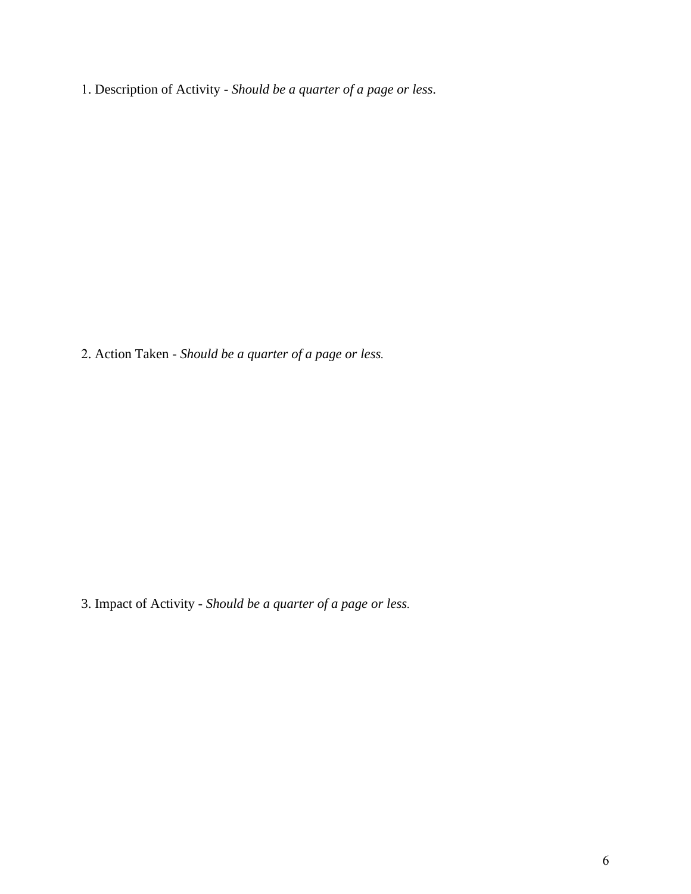1. Description of Activity - *Should be a quarter of a page or less*.

2. Action Taken - *Should be a quarter of a page or less.*

3. Impact of Activity - *Should be a quarter of a page or less.*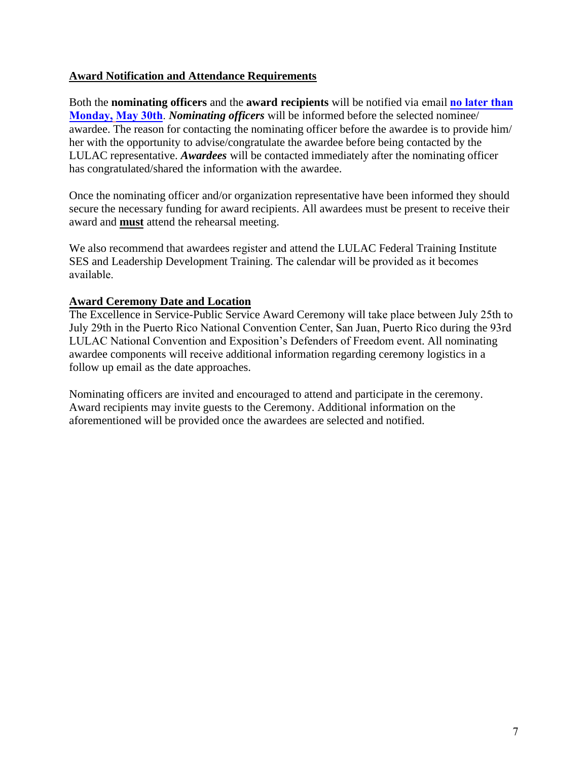**Award Notification and Attendance Requirements**

Both the **nominating officers** and the **award recipients** will be notified via email **no later than Monday, May 30th**. ***Nominating officers*** will be informed before the selected nominee/ awardee. The reason for contacting the nominating officer before the awardee is to provide him/ her with the opportunity to advise/congratulate the awardee before being contacted by the LULAC representative. ***Awardees*** will be contacted immediately after the nominating officer has congratulated/shared the information with the awardee.

Once the nominating officer and/or organization representative have been informed they should secure the necessary funding for award recipients. All awardees must be present to receive their award and **must** attend the rehearsal meeting.

We also recommend that awardees register and attend the LULAC Federal Training Institute SES and Leadership Development Training. The calendar will be provided as it becomes available.

**Award Ceremony Date and Location**

The Excellence in Service-Public Service Award Ceremony will take place between July 25th to July 29th in the Puerto Rico National Convention Center, San Juan, Puerto Rico during the 93rd LULAC National Convention and Exposition's Defenders of Freedom event. All nominating awardee components will receive additional information regarding ceremony logistics in a follow up email as the date approaches.

Nominating officers are invited and encouraged to attend and participate in the ceremony. Award recipients may invite guests to the Ceremony. Additional information on the aforementioned will be provided once the awardees are selected and notified.